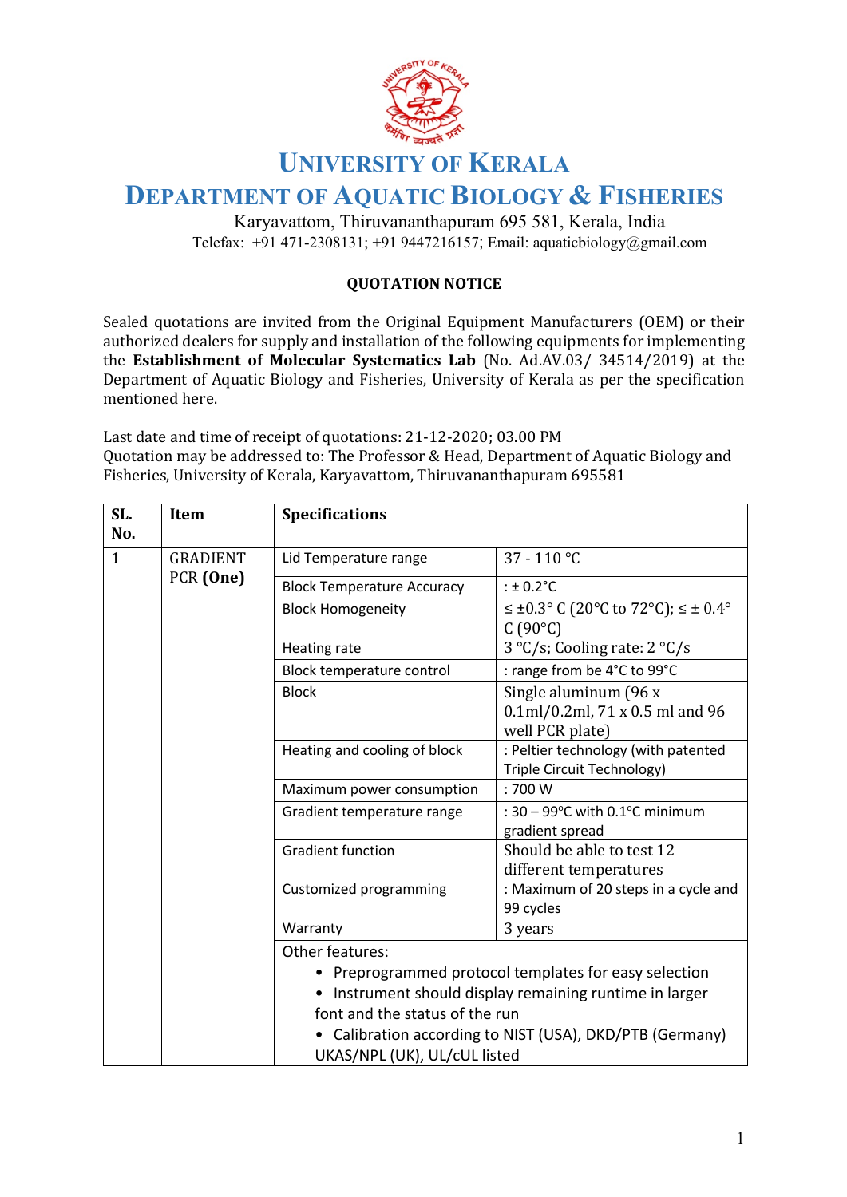# UNIVERSITY OF KERALA

# DEPARTMENT OF AQUATIC BIOLOGY & FISHERIES

Karyavattom, Thiruvananthapuram 695 581, Kerala, India

Telefax: +91 471-2308131; +91 9447216157; Email: aquaticbiology@gmail.com

## QUOTATION NOTICE

Sealed quotations are invited from the Original Equipment Manufacturers (OEM) or their authorized dealers for supply and installation of the following equipments for implementing the **Establishment of Molecular Systematics Lab** (No. Ad.AV.03/ 34514/2019) at the Department of Aquatic Biology and Fisheries, University of Kerala as per the specification mentioned here.

Last date and time of receipt of quotations: 21-12-2020; 03.00 PM

Quotation may be addressed to: The Professor & Head, Department of Aquatic Biology and Fisheries, University of Kerala, Karyavattom, Thiruvananthapuram 695581

| SL. No. | Item | Specifications | |
|---|---|---|---|
| 1 | GRADIENT PCR **(One)** | Lid Temperature range | 37 - 110 ℃ |
| | | Block Temperature Accuracy | : ± 0.2°C |
| | | Block Homogeneity | ≤ ±0.3° C (20°C to 72°C); ≤ ± 0.4° C (90°C) |
| | | Heating rate | 3 °C/s; Cooling rate: 2 °C/s |
| | | Block temperature control | : range from be 4°C to 99°C |
| | | Block | Single aluminum (96 x 0.1ml/0.2ml, 71 x 0.5 ml and 96 well PCR plate) |
| | | Heating and cooling of block | : Peltier technology (with patented Triple Circuit Technology) |
| | | Maximum power consumption | : 700 W |
| | | Gradient temperature range | : 30 – 99°C with 0.1°C minimum gradient spread |
| | | Gradient function | Should be able to test 12 different temperatures |
| | | Customized programming | : Maximum of 20 steps in a cycle and 99 cycles |
| | | Warranty | 3 years |
| | | Other features: <br>• Preprogrammed protocol templates for easy selection <br>• Instrument should display remaining runtime in larger font and the status of the run <br>• Calibration according to NIST (USA), DKD/PTB (Germany) UKAS/NPL (UK), UL/cUL listed | |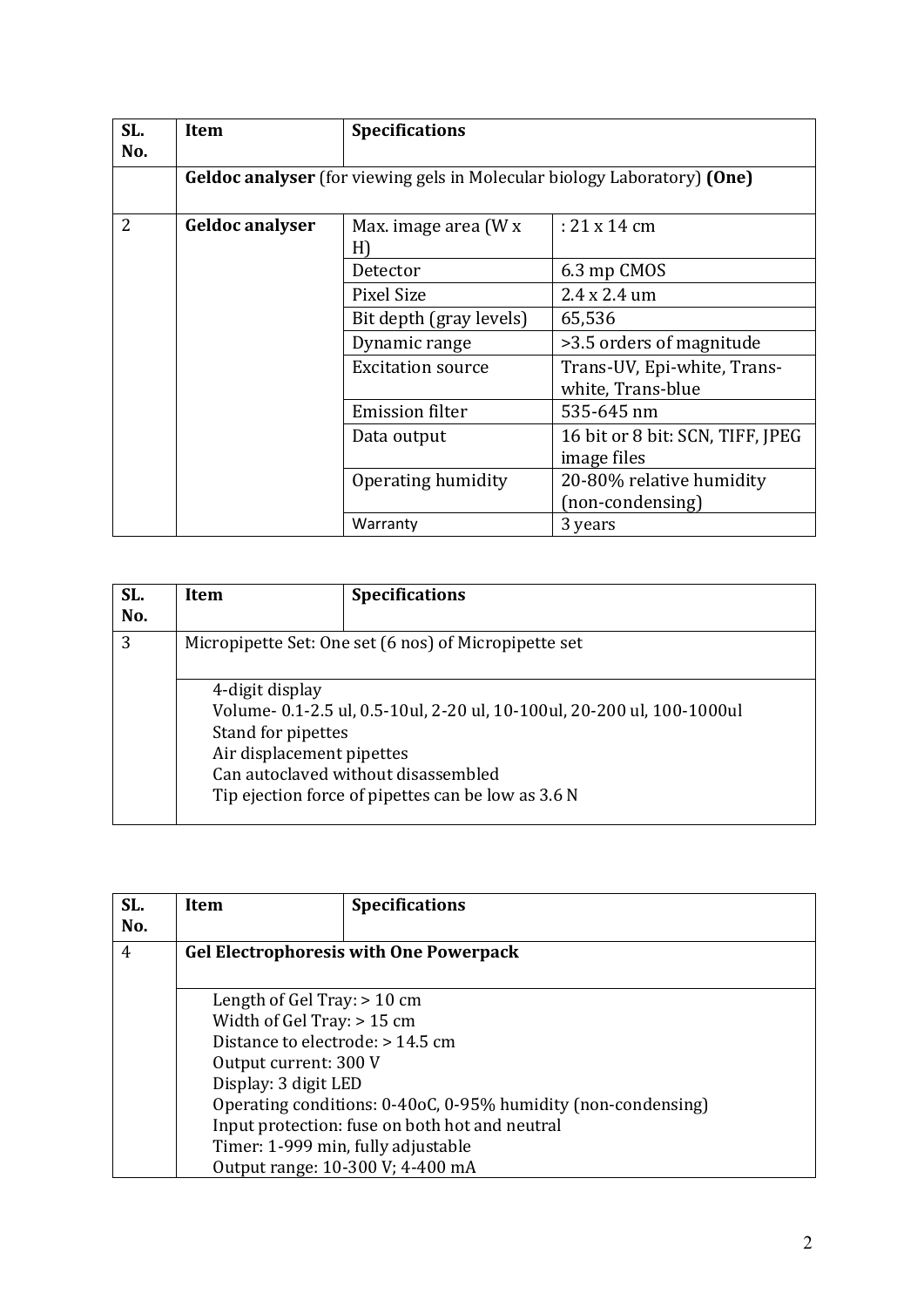| SL. No. | Item | Specifications | |
|---|---|---|---|
| | **Geldoc analyser** (for viewing gels in Molecular biology Laboratory) **(One)** | | |
| 2 | **Geldoc analyser** | Max. image area (W x H) | : 21 x 14 cm |
| | | Detector | 6.3 mp CMOS |
| | | Pixel Size | 2.4 x 2.4 um |
| | | Bit depth (gray levels) | 65,536 |
| | | Dynamic range | >3.5 orders of magnitude |
| | | Excitation source | Trans-UV, Epi-white, Trans-white, Trans-blue |
| | | Emission filter | 535-645 nm |
| | | Data output | 16 bit or 8 bit: SCN, TIFF, JPEG image files |
| | | Operating humidity | 20-80% relative humidity (non-condensing) |
| | | Warranty | 3 years |

| SL. No. | Item | Specifications |
|---|---|---|
| 3 | Micropipette Set: One set (6 nos) of Micropipette set | |
| | 4-digit display<br>Volume- 0.1-2.5 ul, 0.5-10ul, 2-20 ul, 10-100ul, 20-200 ul, 100-1000ul<br>Stand for pipettes<br>Air displacement pipettes<br>Can autoclaved without disassembled<br>Tip ejection force of pipettes can be low as 3.6 N | |

| SL. No. | Item | Specifications |
|---|---|---|
| 4 | **Gel Electrophoresis with One Powerpack** | |
| | Length of Gel Tray: > 10 cm<br>Width of Gel Tray: > 15 cm<br>Distance to electrode: > 14.5 cm<br>Output current: 300 V<br>Display: 3 digit LED<br>Operating conditions: 0-40oC, 0-95% humidity (non-condensing)<br>Input protection: fuse on both hot and neutral<br>Timer: 1-999 min, fully adjustable<br>Output range: 10-300 V; 4-400 mA | |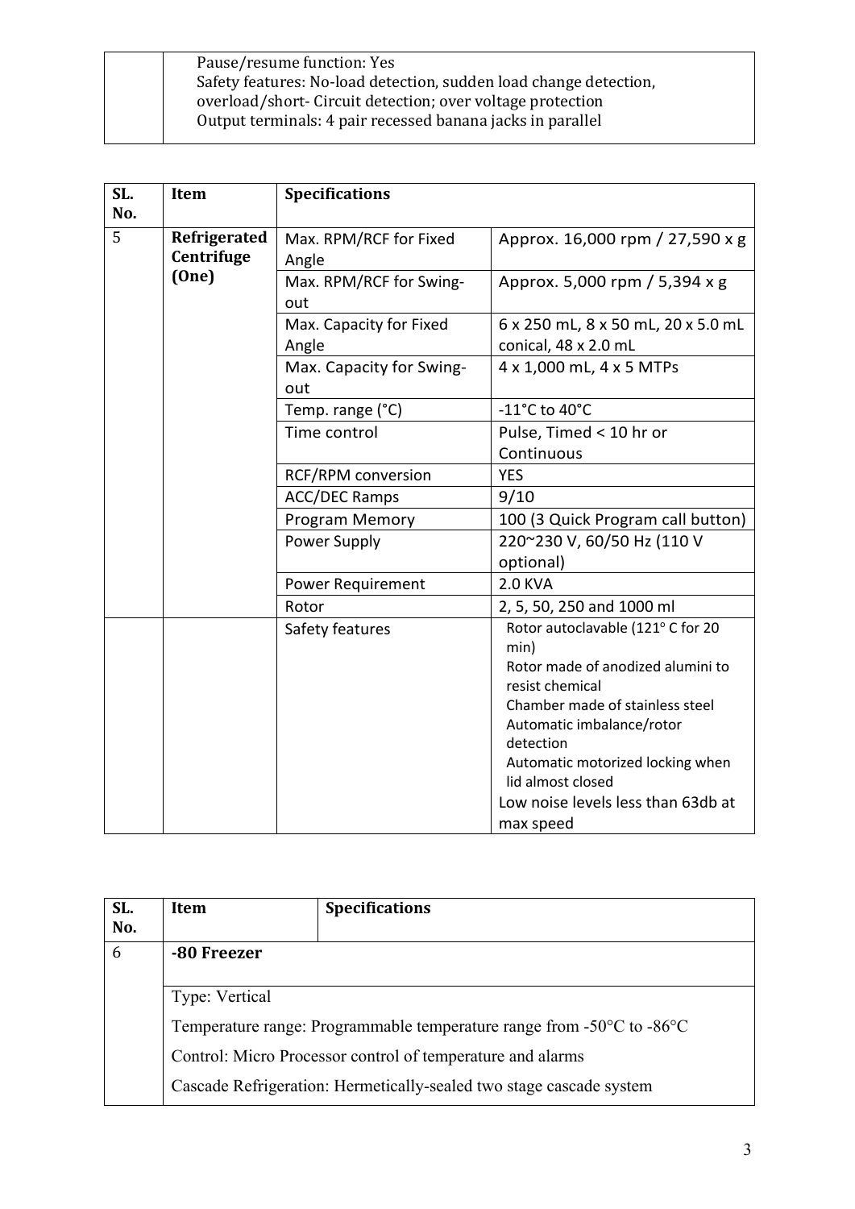| | |
|---|---|
| | Pause/resume function: Yes<br>Safety features: No-load detection, sudden load change detection, overload/short- Circuit detection; over voltage protection<br>Output terminals: 4 pair recessed banana jacks in parallel |

| SL. No. | Item | Specifications | |
|---|---|---|---|
| 5 | **Refrigerated Centrifuge (One)** | Max. RPM/RCF for Fixed Angle | Approx. 16,000 rpm / 27,590 x g |
| | | Max. RPM/RCF for Swing-out | Approx. 5,000 rpm / 5,394 x g |
| | | Max. Capacity for Fixed Angle | 6 x 250 mL, 8 x 50 mL, 20 x 5.0 mL conical, 48 x 2.0 mL |
| | | Max. Capacity for Swing-out | 4 x 1,000 mL, 4 x 5 MTPs |
| | | Temp. range (°C) | -11°C to 40°C |
| | | Time control | Pulse, Timed < 10 hr or Continuous |
| | | RCF/RPM conversion | YES |
| | | ACC/DEC Ramps | 9/10 |
| | | Program Memory | 100 (3 Quick Program call button) |
| | | Power Supply | 220~230 V, 60/50 Hz (110 V optional) |
| | | Power Requirement | 2.0 KVA |
| | | Rotor | 2, 5, 50, 250 and 1000 ml |
| | | Safety features | Rotor autoclavable (121° C for 20 min)<br>Rotor made of anodized alumini to resist chemical<br>Chamber made of stainless steel<br>Automatic imbalance/rotor detection<br>Automatic motorized locking when lid almost closed<br>Low noise levels less than 63db at max speed |

| SL. No. | Item | Specifications |
|---|---|---|
| 6 | **-80 Freezer** | |
| | Type: Vertical | |
| | Temperature range: Programmable temperature range from -50°C to -86°C | |
| | Control: Micro Processor control of temperature and alarms | |
| | Cascade Refrigeration: Hermetically-sealed two stage cascade system | |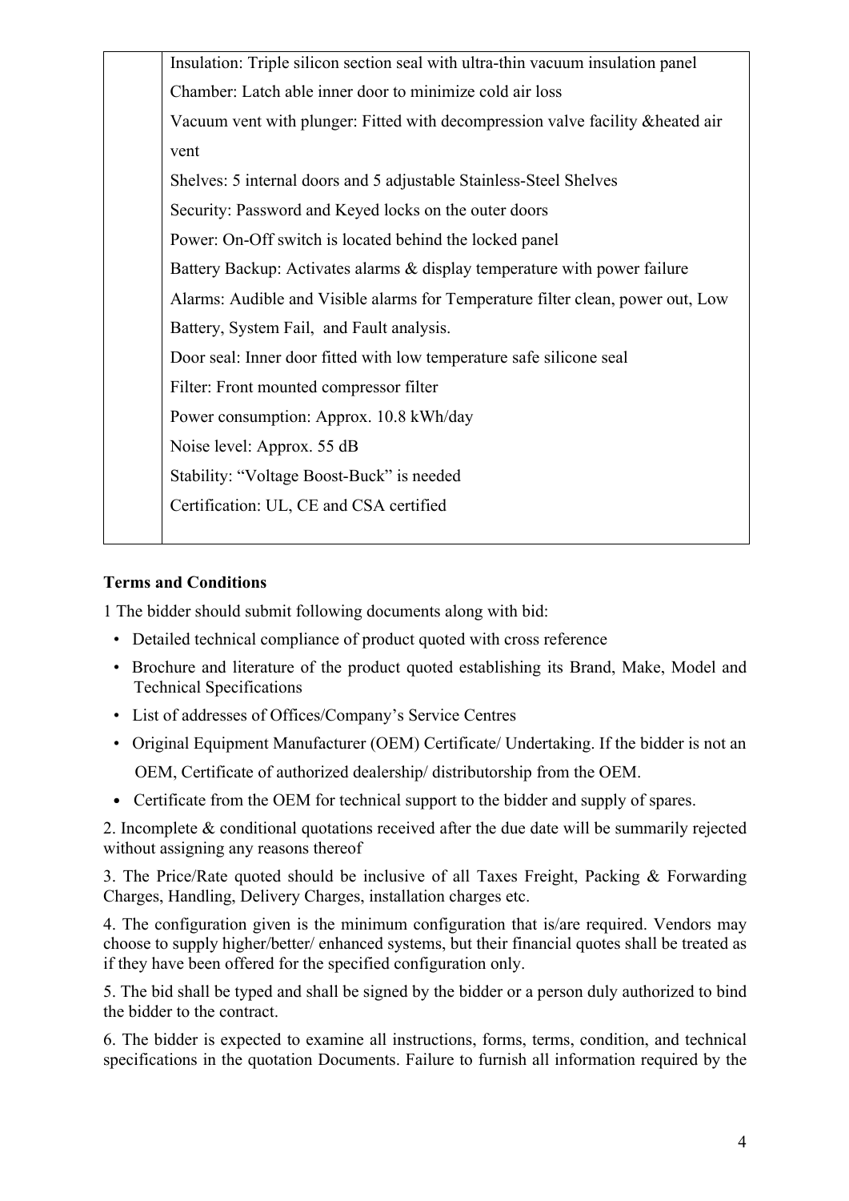|  | Insulation: Triple silicon section seal with ultra-thin vacuum insulation panel<br>Chamber: Latch able inner door to minimize cold air loss<br>Vacuum vent with plunger: Fitted with decompression valve facility &heated air vent<br>Shelves: 5 internal doors and 5 adjustable Stainless-Steel Shelves<br>Security: Password and Keyed locks on the outer doors<br>Power: On-Off switch is located behind the locked panel<br>Battery Backup: Activates alarms & display temperature with power failure<br>Alarms: Audible and Visible alarms for Temperature filter clean, power out, Low Battery, System Fail, and Fault analysis.<br>Door seal: Inner door fitted with low temperature safe silicone seal<br>Filter: Front mounted compressor filter<br>Power consumption: Approx. 10.8 kWh/day<br>Noise level: Approx. 55 dB<br>Stability: "Voltage Boost-Buck" is needed<br>Certification: UL, CE and CSA certified |
|---|---|

**Terms and Conditions**

1 The bidder should submit following documents along with bid:

- Detailed technical compliance of product quoted with cross reference
- Brochure and literature of the product quoted establishing its Brand, Make, Model and Technical Specifications
- List of addresses of Offices/Company's Service Centres
- Original Equipment Manufacturer (OEM) Certificate/ Undertaking. If the bidder is not an OEM, Certificate of authorized dealership/ distributorship from the OEM.
- Certificate from the OEM for technical support to the bidder and supply of spares.

2. Incomplete & conditional quotations received after the due date will be summarily rejected without assigning any reasons thereof

3. The Price/Rate quoted should be inclusive of all Taxes Freight, Packing & Forwarding Charges, Handling, Delivery Charges, installation charges etc.

4. The configuration given is the minimum configuration that is/are required. Vendors may choose to supply higher/better/ enhanced systems, but their financial quotes shall be treated as if they have been offered for the specified configuration only.

5. The bid shall be typed and shall be signed by the bidder or a person duly authorized to bind the bidder to the contract.

6. The bidder is expected to examine all instructions, forms, terms, condition, and technical specifications in the quotation Documents. Failure to furnish all information required by the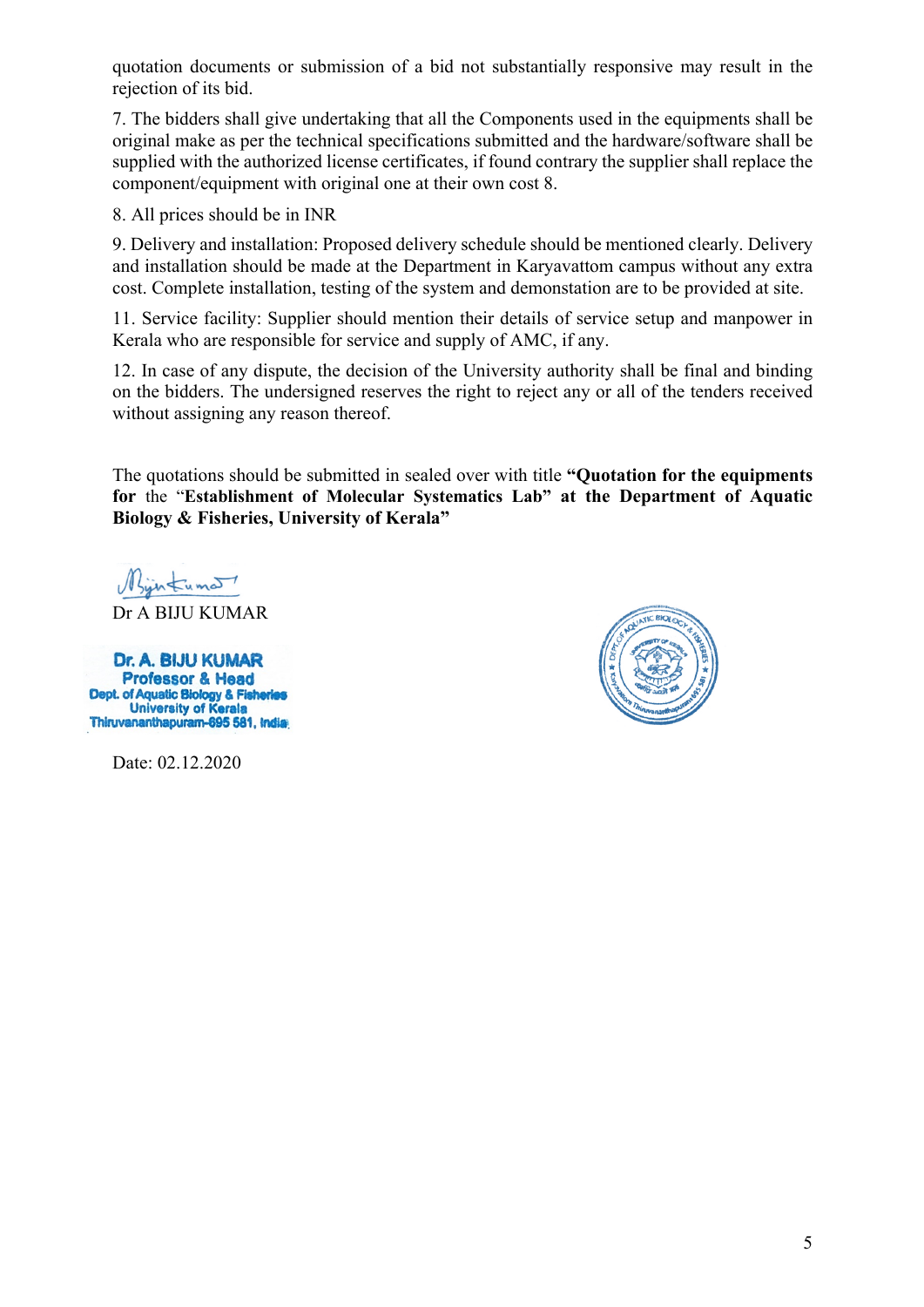quotation documents or submission of a bid not substantially responsive may result in the rejection of its bid.

7. The bidders shall give undertaking that all the Components used in the equipments shall be original make as per the technical specifications submitted and the hardware/software shall be supplied with the authorized license certificates, if found contrary the supplier shall replace the component/equipment with original one at their own cost 8.

8. All prices should be in INR

9. Delivery and installation: Proposed delivery schedule should be mentioned clearly. Delivery and installation should be made at the Department in Karyavattom campus without any extra cost. Complete installation, testing of the system and demonstation are to be provided at site.

11. Service facility: Supplier should mention their details of service setup and manpower in Kerala who are responsible for service and supply of AMC, if any.

12. In case of any dispute, the decision of the University authority shall be final and binding on the bidders. The undersigned reserves the right to reject any or all of the tenders received without assigning any reason thereof.

The quotations should be submitted in sealed over with title **"Quotation for the equipments for** the "**Establishment of Molecular Systematics Lab" at the Department of Aquatic Biology & Fisheries, University of Kerala"**

Dr A BIJU KUMAR

**Dr. A. BIJU KUMAR**
**Professor & Head**
**Dept. of Aquatic Biology & Fisheries**
**University of Kerala**
**Thiruvananthapuram-695 581, India**

Date: 02.12.2020